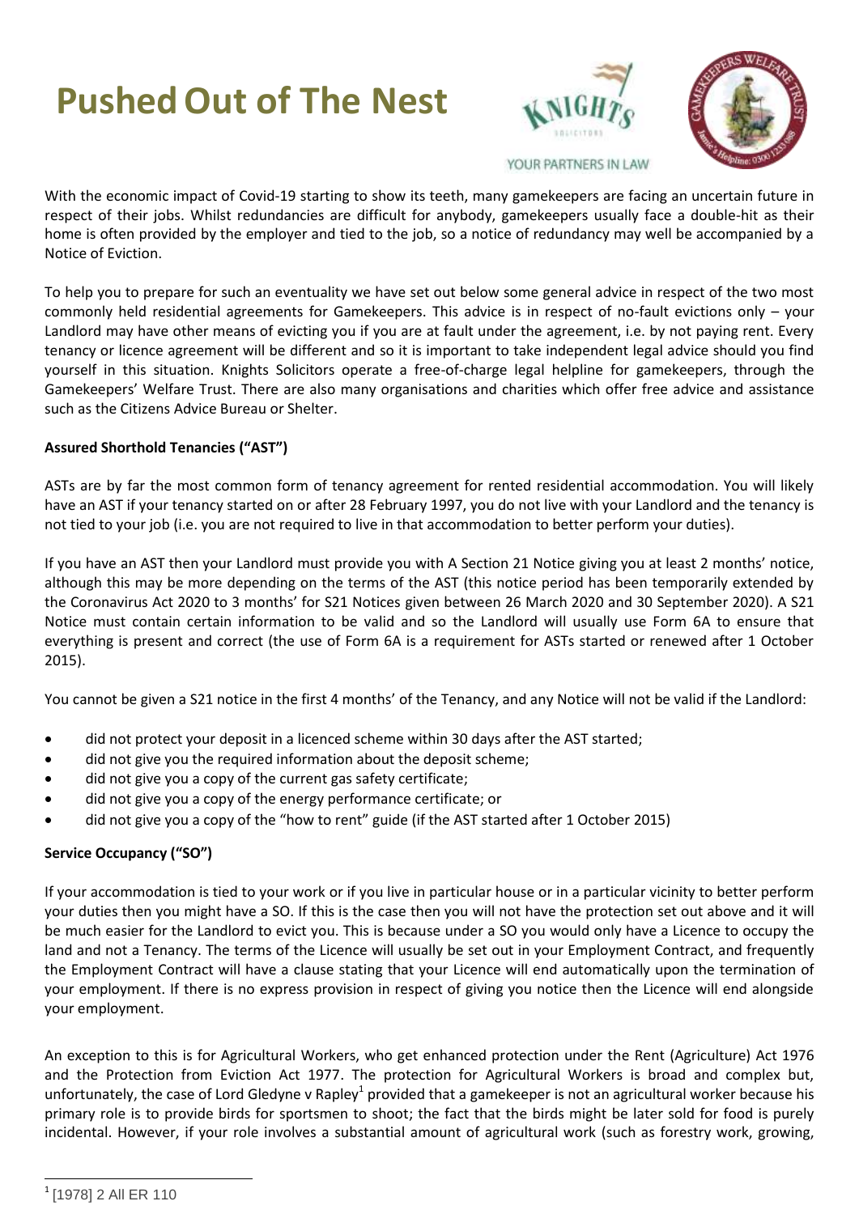# Pushed Out of The Nest

YOUR PARTNERS IN LAW

With the economic impact of Covid-19 starting to show its teeth, many gamekeepers are facing an uncertain future in respect of their jobs. Whilst redundancies are difficult for anybody, gamekeepers usually face a double-hit as their home is often provided by the employer and tied to the job, so a notice of redundancy may well be accompanied by a Notice of Eviction.

To help you to prepare for such an eventuality we have set out below some general advice in respect of the two most commonly held residential agreements for Gamekeepers. This advice is in respect of no-fault evictions only – your Landlord may have other means of evicting you if you are at fault under the agreement, i.e. by not paying rent. Every tenancy or licence agreement will be different and so it is important to take independent legal advice should you find yourself in this situation. Knights Solicitors operate a free-of-charge legal helpline for gamekeepers, through the Gamekeepers' Welfare Trust. There are also many organisations and charities which offer free advice and assistance such as the Citizens Advice Bureau or Shelter.

**Assured Shorthold Tenancies ("AST")**

ASTs are by far the most common form of tenancy agreement for rented residential accommodation. You will likely have an AST if your tenancy started on or after 28 February 1997, you do not live with your Landlord and the tenancy is not tied to your job (i.e. you are not required to live in that accommodation to better perform your duties).

If you have an AST then your Landlord must provide you with A Section 21 Notice giving you at least 2 months' notice, although this may be more depending on the terms of the AST (this notice period has been temporarily extended by the Coronavirus Act 2020 to 3 months' for S21 Notices given between 26 March 2020 and 30 September 2020). A S21 Notice must contain certain information to be valid and so the Landlord will usually use Form 6A to ensure that everything is present and correct (the use of Form 6A is a requirement for ASTs started or renewed after 1 October 2015).

You cannot be given a S21 notice in the first 4 months' of the Tenancy, and any Notice will not be valid if the Landlord:

- did not protect your deposit in a licenced scheme within 30 days after the AST started;
- did not give you the required information about the deposit scheme;
- did not give you a copy of the current gas safety certificate;
- did not give you a copy of the energy performance certificate; or
- did not give you a copy of the "how to rent" guide (if the AST started after 1 October 2015)

**Service Occupancy ("SO")**

If your accommodation is tied to your work or if you live in particular house or in a particular vicinity to better perform your duties then you might have a SO. If this is the case then you will not have the protection set out above and it will be much easier for the Landlord to evict you. This is because under a SO you would only have a Licence to occupy the land and not a Tenancy. The terms of the Licence will usually be set out in your Employment Contract, and frequently the Employment Contract will have a clause stating that your Licence will end automatically upon the termination of your employment. If there is no express provision in respect of giving you notice then the Licence will end alongside your employment.

An exception to this is for Agricultural Workers, who get enhanced protection under the Rent (Agriculture) Act 1976 and the Protection from Eviction Act 1977. The protection for Agricultural Workers is broad and complex but, unfortunately, the case of Lord Gledyne v Rapley[1] provided that a gamekeeper is not an agricultural worker because his primary role is to provide birds for sportsmen to shoot; the fact that the birds might be later sold for food is purely incidental. However, if your role involves a substantial amount of agricultural work (such as forestry work, growing,

[1] [1978] 2 All ER 110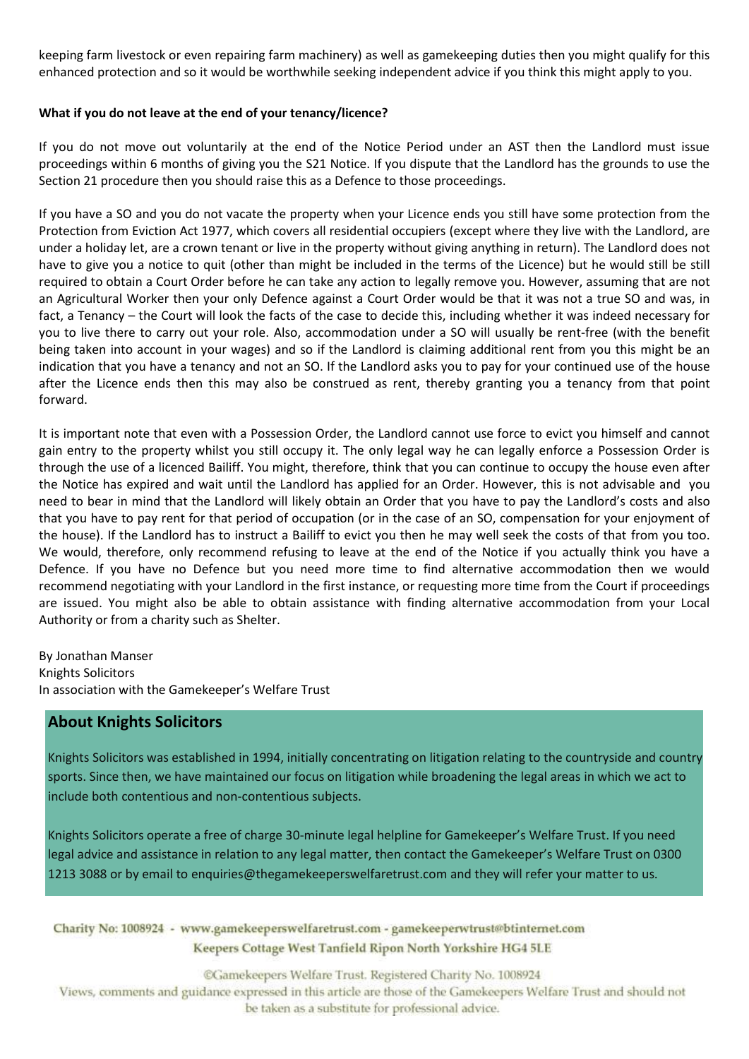keeping farm livestock or even repairing farm machinery) as well as gamekeeping duties then you might qualify for this enhanced protection and so it would be worthwhile seeking independent advice if you think this might apply to you.

**What if you do not leave at the end of your tenancy/licence?**

If you do not move out voluntarily at the end of the Notice Period under an AST then the Landlord must issue proceedings within 6 months of giving you the S21 Notice. If you dispute that the Landlord has the grounds to use the Section 21 procedure then you should raise this as a Defence to those proceedings.

If you have a SO and you do not vacate the property when your Licence ends you still have some protection from the Protection from Eviction Act 1977, which covers all residential occupiers (except where they live with the Landlord, are under a holiday let, are a crown tenant or live in the property without giving anything in return). The Landlord does not have to give you a notice to quit (other than might be included in the terms of the Licence) but he would still be still required to obtain a Court Order before he can take any action to legally remove you. However, assuming that are not an Agricultural Worker then your only Defence against a Court Order would be that it was not a true SO and was, in fact, a Tenancy – the Court will look the facts of the case to decide this, including whether it was indeed necessary for you to live there to carry out your role. Also, accommodation under a SO will usually be rent-free (with the benefit being taken into account in your wages) and so if the Landlord is claiming additional rent from you this might be an indication that you have a tenancy and not an SO. If the Landlord asks you to pay for your continued use of the house after the Licence ends then this may also be construed as rent, thereby granting you a tenancy from that point forward.

It is important note that even with a Possession Order, the Landlord cannot use force to evict you himself and cannot gain entry to the property whilst you still occupy it. The only legal way he can legally enforce a Possession Order is through the use of a licenced Bailiff. You might, therefore, think that you can continue to occupy the house even after the Notice has expired and wait until the Landlord has applied for an Order. However, this is not advisable and you need to bear in mind that the Landlord will likely obtain an Order that you have to pay the Landlord's costs and also that you have to pay rent for that period of occupation (or in the case of an SO, compensation for your enjoyment of the house). If the Landlord has to instruct a Bailiff to evict you then he may well seek the costs of that from you too. We would, therefore, only recommend refusing to leave at the end of the Notice if you actually think you have a Defence. If you have no Defence but you need more time to find alternative accommodation then we would recommend negotiating with your Landlord in the first instance, or requesting more time from the Court if proceedings are issued. You might also be able to obtain assistance with finding alternative accommodation from your Local Authority or from a charity such as Shelter.

By Jonathan Manser
Knights Solicitors
In association with the Gamekeeper's Welfare Trust

## About Knights Solicitors

Knights Solicitors was established in 1994, initially concentrating on litigation relating to the countryside and country sports. Since then, we have maintained our focus on litigation while broadening the legal areas in which we act to include both contentious and non-contentious subjects.

Knights Solicitors operate a free of charge 30-minute legal helpline for Gamekeeper's Welfare Trust. If you need legal advice and assistance in relation to any legal matter, then contact the Gamekeeper's Welfare Trust on 0300 1213 3088 or by email to enquiries@thegamekeeperswelfaretrust.com and they will refer your matter to us.

Charity No: 1008924 - www.gamekeeperswelfaretrust.com - gamekeeperwtrust@btinternet.com
Keepers Cottage West Tanfield Ripon North Yorkshire HG4 5LE

©Gamekeepers Welfare Trust. Registered Charity No. 1008924
Views, comments and guidance expressed in this article are those of the Gamekeepers Welfare Trust and should not be taken as a substitute for professional advice.